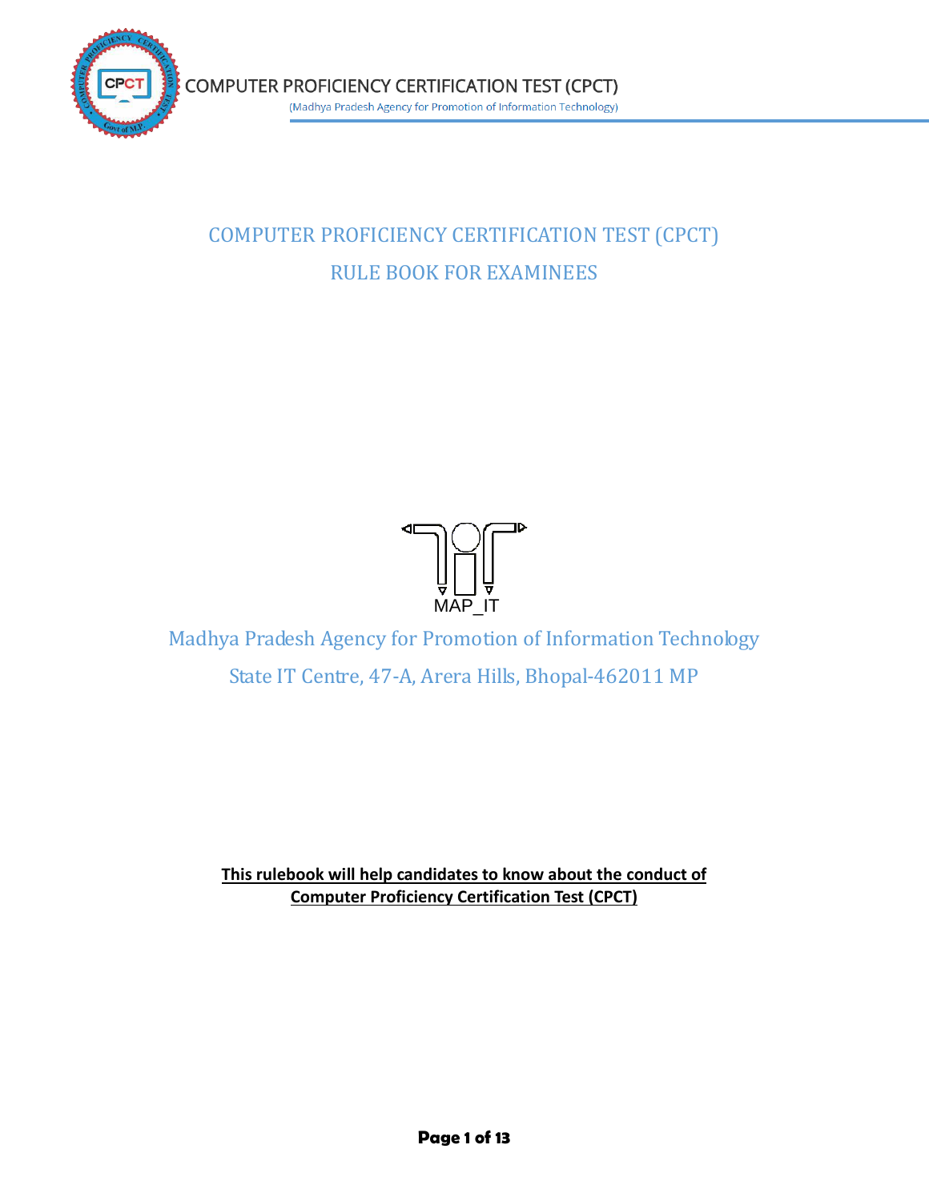COMPUTER PROFICIENCY CERTIFICATION TEST (CPCT)

(Madhya Pradesh Agency for Promotion of Information Technology)

# COMPUTER PROFICIENCY CERTIFICATION TEST (CPCT)

# RULE BOOK FOR EXAMINEES

MAP_IT

Madhya Pradesh Agency for Promotion of Information Technology

State IT Centre, 47-A, Arera Hills, Bhopal-462011 MP

**This rulebook will help candidates to know about the conduct of Computer Proficiency Certification Test (CPCT)**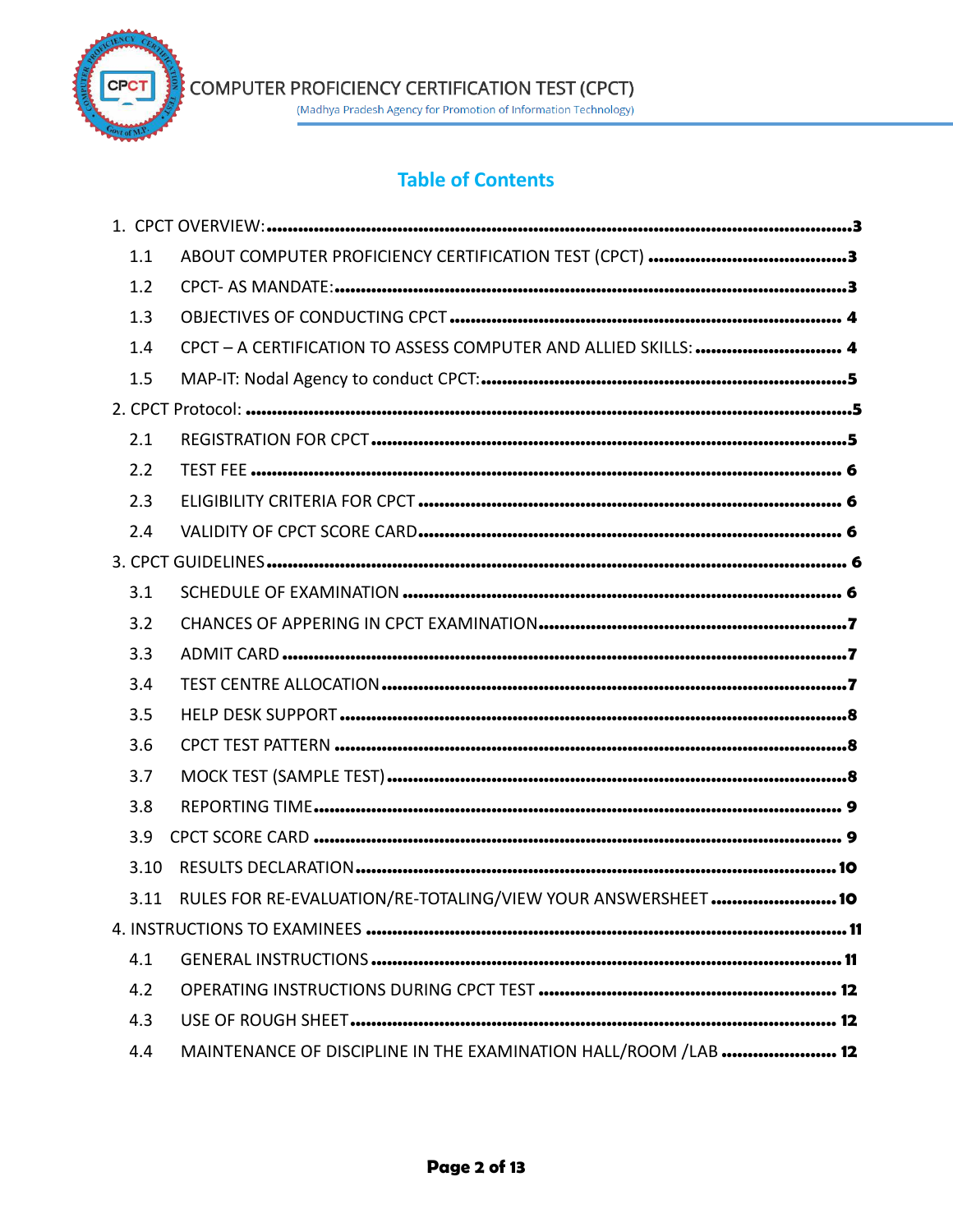## Table of Contents

1. CPCT OVERVIEW: 3
   - 1.1 ABOUT COMPUTER PROFICIENCY CERTIFICATION TEST (CPCT) 3
   - 1.2 CPCT- AS MANDATE: 3
   - 1.3 OBJECTIVES OF CONDUCTING CPCT 4
   - 1.4 CPCT – A CERTIFICATION TO ASSESS COMPUTER AND ALLIED SKILLS: 4
   - 1.5 MAP-IT: Nodal Agency to conduct CPCT: 5
2. CPCT Protocol: 5
   - 2.1 REGISTRATION FOR CPCT 5
   - 2.2 TEST FEE 6
   - 2.3 ELIGIBILITY CRITERIA FOR CPCT 6
   - 2.4 VALIDITY OF CPCT SCORE CARD 6
3. CPCT GUIDELINES 6
   - 3.1 SCHEDULE OF EXAMINATION 6
   - 3.2 CHANCES OF APPERING IN CPCT EXAMINATION 7
   - 3.3 ADMIT CARD 7
   - 3.4 TEST CENTRE ALLOCATION 7
   - 3.5 HELP DESK SUPPORT 8
   - 3.6 CPCT TEST PATTERN 8
   - 3.7 MOCK TEST (SAMPLE TEST) 8
   - 3.8 REPORTING TIME 9
   - 3.9 CPCT SCORE CARD 9
   - 3.10 RESULTS DECLARATION 10
   - 3.11 RULES FOR RE-EVALUATION/RE-TOTALING/VIEW YOUR ANSWERSHEET 10
4. INSTRUCTIONS TO EXAMINEES 11
   - 4.1 GENERAL INSTRUCTIONS 11
   - 4.2 OPERATING INSTRUCTIONS DURING CPCT TEST 12
   - 4.3 USE OF ROUGH SHEET 12
   - 4.4 MAINTENANCE OF DISCIPLINE IN THE EXAMINATION HALL/ROOM /LAB 12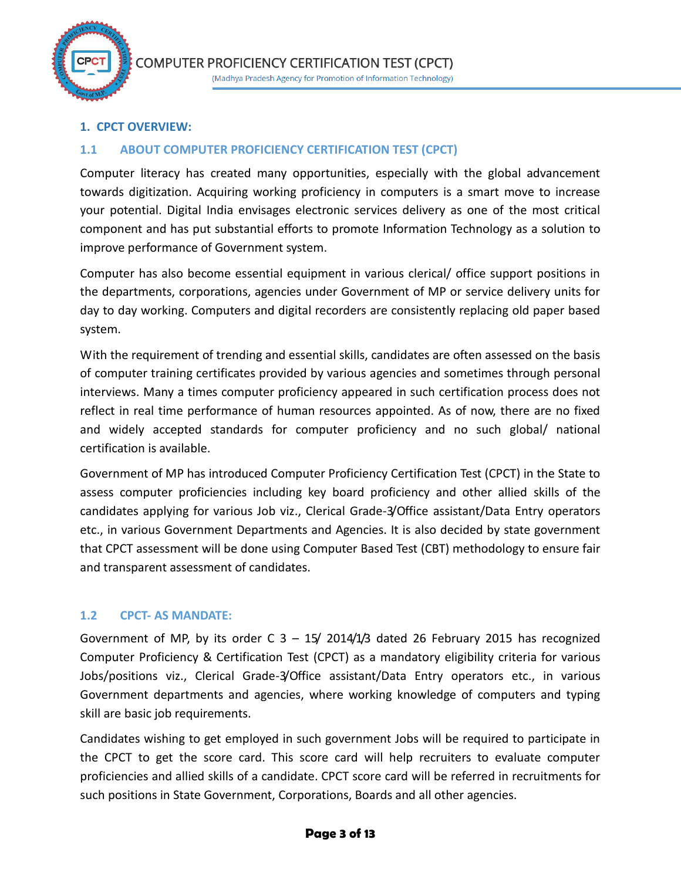## 1. CPCT OVERVIEW:

### 1.1 ABOUT COMPUTER PROFICIENCY CERTIFICATION TEST (CPCT)

Computer literacy has created many opportunities, especially with the global advancement towards digitization. Acquiring working proficiency in computers is a smart move to increase your potential. Digital India envisages electronic services delivery as one of the most critical component and has put substantial efforts to promote Information Technology as a solution to improve performance of Government system.

Computer has also become essential equipment in various clerical/ office support positions in the departments, corporations, agencies under Government of MP or service delivery units for day to day working. Computers and digital recorders are consistently replacing old paper based system.

With the requirement of trending and essential skills, candidates are often assessed on the basis of computer training certificates provided by various agencies and sometimes through personal interviews. Many a times computer proficiency appeared in such certification process does not reflect in real time performance of human resources appointed. As of now, there are no fixed and widely accepted standards for computer proficiency and no such global/ national certification is available.

Government of MP has introduced Computer Proficiency Certification Test (CPCT) in the State to assess computer proficiencies including key board proficiency and other allied skills of the candidates applying for various Job viz., Clerical Grade-3/Office assistant/Data Entry operators etc., in various Government Departments and Agencies. It is also decided by state government that CPCT assessment will be done using Computer Based Test (CBT) methodology to ensure fair and transparent assessment of candidates.

### 1.2 CPCT- AS MANDATE:

Government of MP, by its order C 3 – 15/ 2014/1/3 dated 26 February 2015 has recognized Computer Proficiency & Certification Test (CPCT) as a mandatory eligibility criteria for various Jobs/positions viz., Clerical Grade-3/Office assistant/Data Entry operators etc., in various Government departments and agencies, where working knowledge of computers and typing skill are basic job requirements.

Candidates wishing to get employed in such government Jobs will be required to participate in the CPCT to get the score card. This score card will help recruiters to evaluate computer proficiencies and allied skills of a candidate. CPCT score card will be referred in recruitments for such positions in State Government, Corporations, Boards and all other agencies.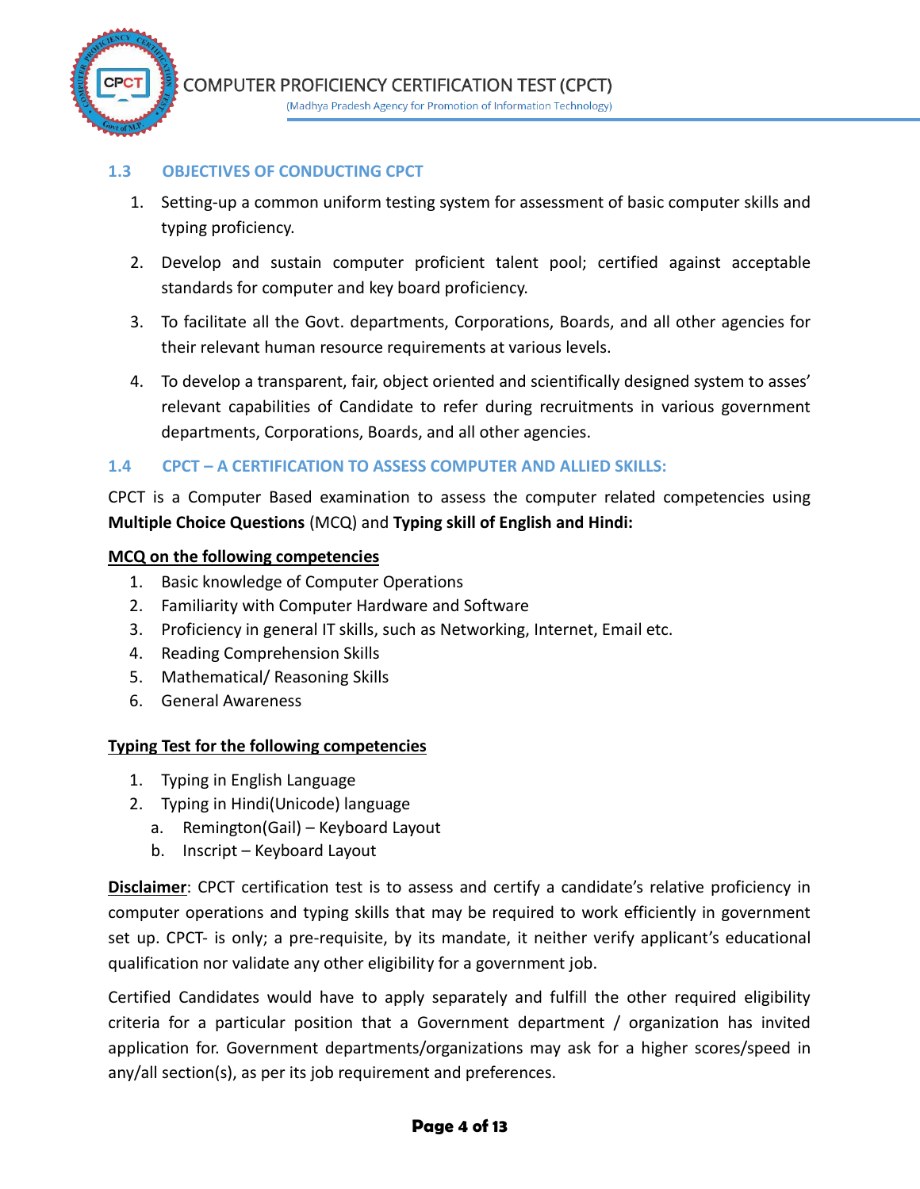### 1.3 OBJECTIVES OF CONDUCTING CPCT

1. Setting-up a common uniform testing system for assessment of basic computer skills and typing proficiency.
2. Develop and sustain computer proficient talent pool; certified against acceptable standards for computer and key board proficiency.
3. To facilitate all the Govt. departments, Corporations, Boards, and all other agencies for their relevant human resource requirements at various levels.
4. To develop a transparent, fair, object oriented and scientifically designed system to asses' relevant capabilities of Candidate to refer during recruitments in various government departments, Corporations, Boards, and all other agencies.

### 1.4 CPCT – A CERTIFICATION TO ASSESS COMPUTER AND ALLIED SKILLS:

CPCT is a Computer Based examination to assess the computer related competencies using **Multiple Choice Questions** (MCQ) and **Typing skill of English and Hindi:**

**<u>MCQ on the following competencies</u>**

1. Basic knowledge of Computer Operations
2. Familiarity with Computer Hardware and Software
3. Proficiency in general IT skills, such as Networking, Internet, Email etc.
4. Reading Comprehension Skills
5. Mathematical/ Reasoning Skills
6. General Awareness

**<u>Typing Test for the following competencies</u>**

1. Typing in English Language
2. Typing in Hindi(Unicode) language
   a. Remington(Gail) – Keyboard Layout
   b. Inscript – Keyboard Layout

**<u>Disclaimer</u>**: CPCT certification test is to assess and certify a candidate's relative proficiency in computer operations and typing skills that may be required to work efficiently in government set up. CPCT- is only; a pre-requisite, by its mandate, it neither verify applicant's educational qualification nor validate any other eligibility for a government job.

Certified Candidates would have to apply separately and fulfill the other required eligibility criteria for a particular position that a Government department / organization has invited application for. Government departments/organizations may ask for a higher scores/speed in any/all section(s), as per its job requirement and preferences.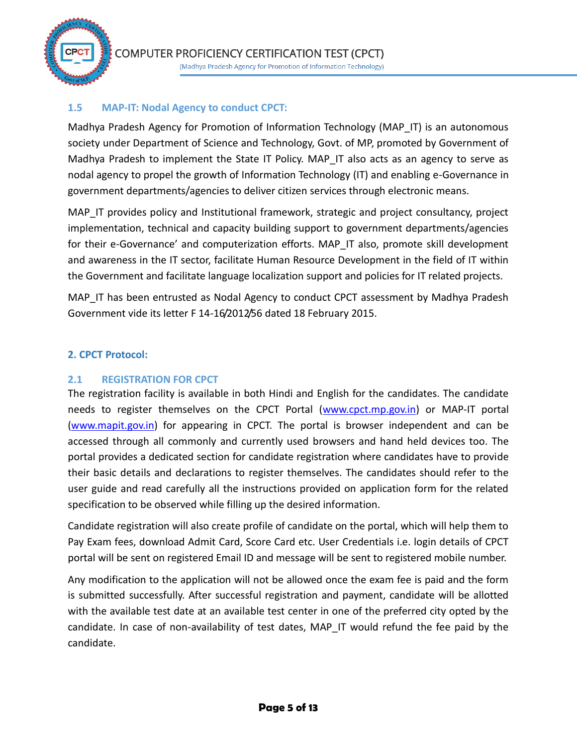### 1.5 MAP-IT: Nodal Agency to conduct CPCT:

Madhya Pradesh Agency for Promotion of Information Technology (MAP_IT) is an autonomous society under Department of Science and Technology, Govt. of MP, promoted by Government of Madhya Pradesh to implement the State IT Policy. MAP_IT also acts as an agency to serve as nodal agency to propel the growth of Information Technology (IT) and enabling e-Governance in government departments/agencies to deliver citizen services through electronic means.

MAP_IT provides policy and Institutional framework, strategic and project consultancy, project implementation, technical and capacity building support to government departments/agencies for their e-Governance' and computerization efforts. MAP_IT also, promote skill development and awareness in the IT sector, facilitate Human Resource Development in the field of IT within the Government and facilitate language localization support and policies for IT related projects.

MAP_IT has been entrusted as Nodal Agency to conduct CPCT assessment by Madhya Pradesh Government vide its letter F 14-16/2012/56 dated 18 February 2015.

## 2. CPCT Protocol:

### 2.1 REGISTRATION FOR CPCT

The registration facility is available in both Hindi and English for the candidates. The candidate needs to register themselves on the CPCT Portal ([www.cpct.mp.gov.in](http://www.cpct.mp.gov.in)) or MAP-IT portal ([www.mapit.gov.in](http://www.mapit.gov.in)) for appearing in CPCT. The portal is browser independent and can be accessed through all commonly and currently used browsers and hand held devices too. The portal provides a dedicated section for candidate registration where candidates have to provide their basic details and declarations to register themselves. The candidates should refer to the user guide and read carefully all the instructions provided on application form for the related specification to be observed while filling up the desired information.

Candidate registration will also create profile of candidate on the portal, which will help them to Pay Exam fees, download Admit Card, Score Card etc. User Credentials i.e. login details of CPCT portal will be sent on registered Email ID and message will be sent to registered mobile number.

Any modification to the application will not be allowed once the exam fee is paid and the form is submitted successfully. After successful registration and payment, candidate will be allotted with the available test date at an available test center in one of the preferred city opted by the candidate. In case of non-availability of test dates, MAP_IT would refund the fee paid by the candidate.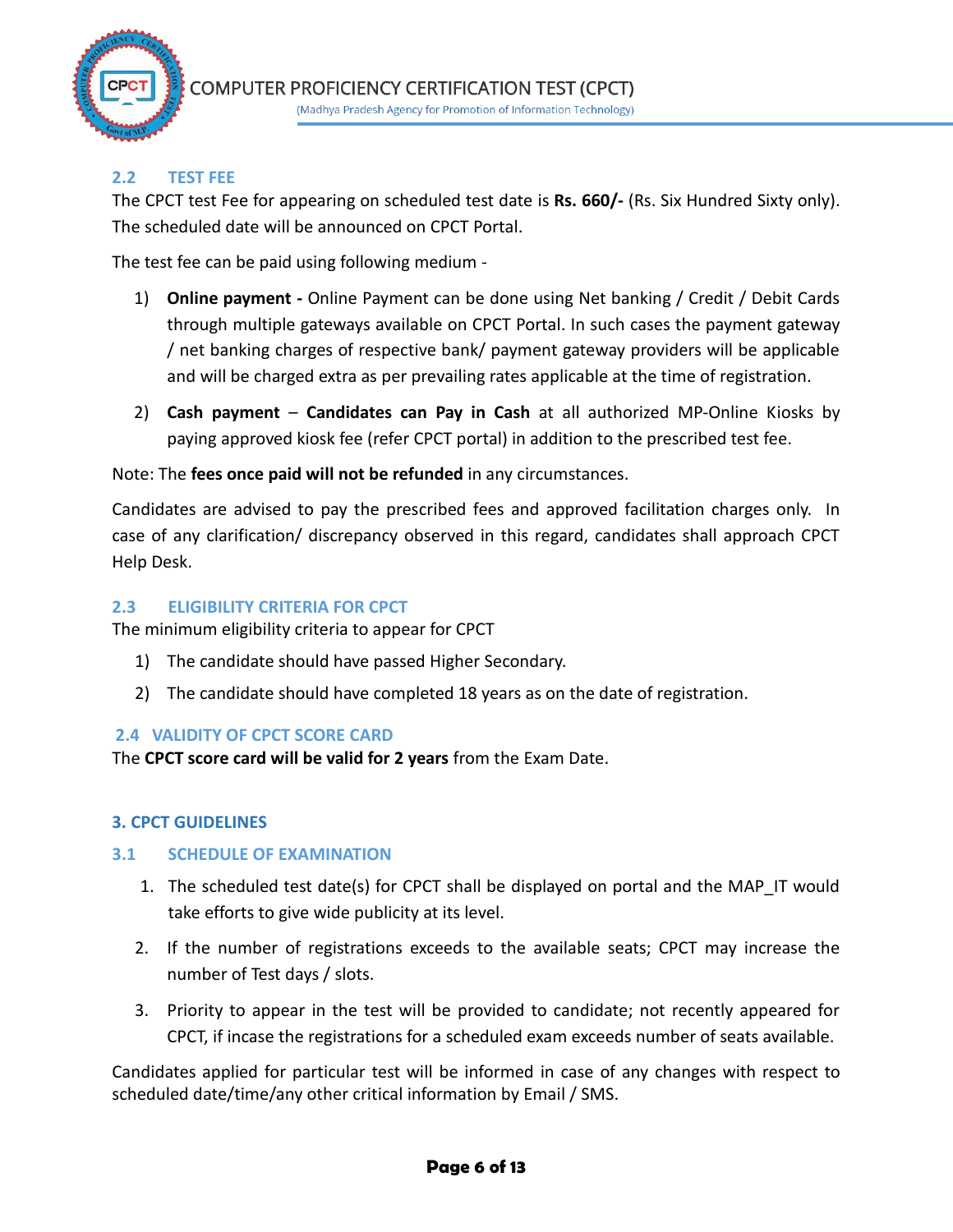### 2.2 TEST FEE

The CPCT test Fee for appearing on scheduled test date is **Rs. 660/-** (Rs. Six Hundred Sixty only). The scheduled date will be announced on CPCT Portal.

The test fee can be paid using following medium -

1) **Online payment -** Online Payment can be done using Net banking / Credit / Debit Cards through multiple gateways available on CPCT Portal. In such cases the payment gateway / net banking charges of respective bank/ payment gateway providers will be applicable and will be charged extra as per prevailing rates applicable at the time of registration.
2) **Cash payment** – **Candidates can Pay in Cash** at all authorized MP-Online Kiosks by paying approved kiosk fee (refer CPCT portal) in addition to the prescribed test fee.

Note: The **fees once paid will not be refunded** in any circumstances.

Candidates are advised to pay the prescribed fees and approved facilitation charges only. In case of any clarification/ discrepancy observed in this regard, candidates shall approach CPCT Help Desk.

### 2.3 ELIGIBILITY CRITERIA FOR CPCT

The minimum eligibility criteria to appear for CPCT

1) The candidate should have passed Higher Secondary.
2) The candidate should have completed 18 years as on the date of registration.

### 2.4 VALIDITY OF CPCT SCORE CARD

The **CPCT score card will be valid for 2 years** from the Exam Date.

## 3. CPCT GUIDELINES

### 3.1 SCHEDULE OF EXAMINATION

1. The scheduled test date(s) for CPCT shall be displayed on portal and the MAP_IT would take efforts to give wide publicity at its level.
2. If the number of registrations exceeds to the available seats; CPCT may increase the number of Test days / slots.
3. Priority to appear in the test will be provided to candidate; not recently appeared for CPCT, if incase the registrations for a scheduled exam exceeds number of seats available.

Candidates applied for particular test will be informed in case of any changes with respect to scheduled date/time/any other critical information by Email / SMS.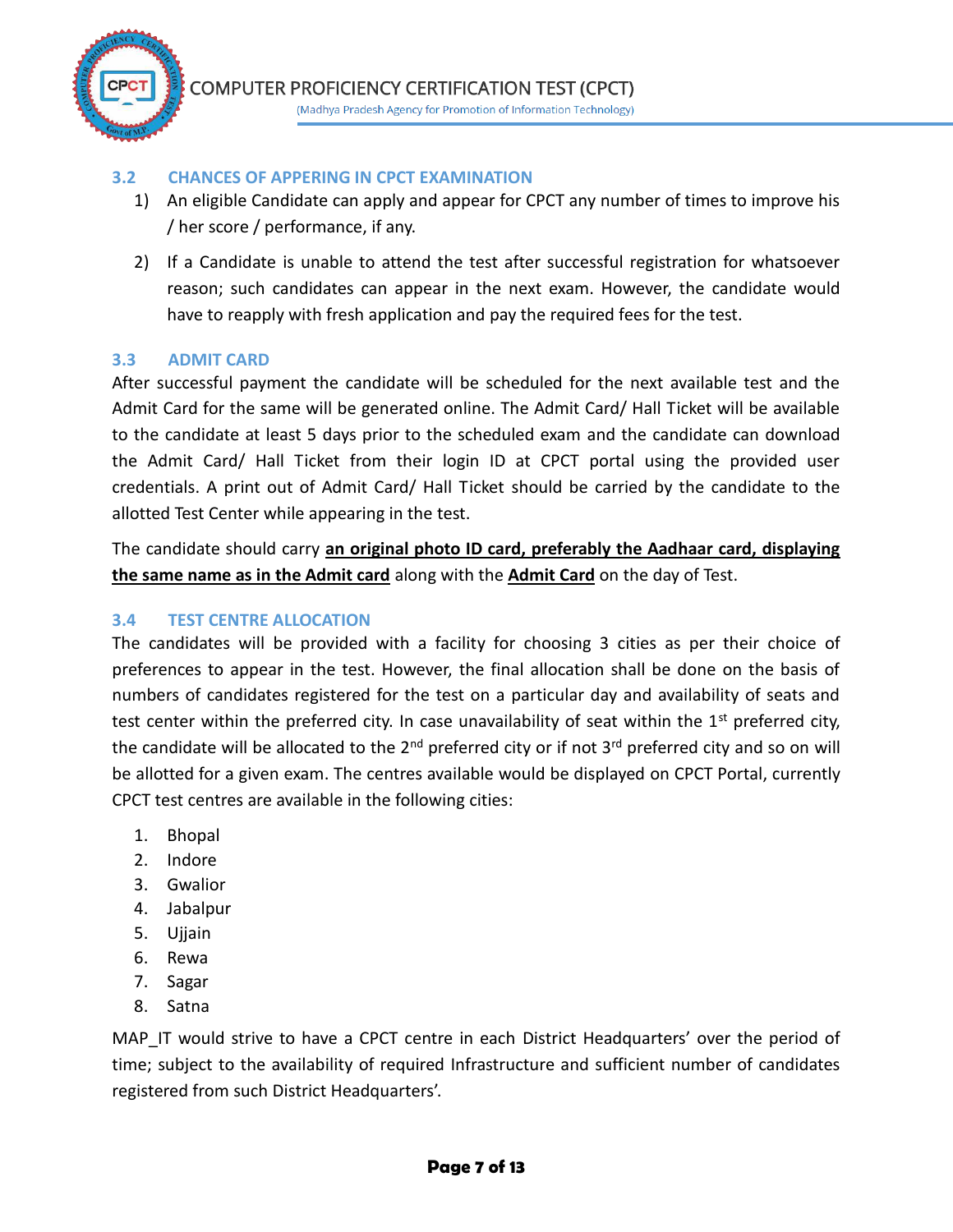### 3.2 CHANCES OF APPERING IN CPCT EXAMINATION

1) An eligible Candidate can apply and appear for CPCT any number of times to improve his / her score / performance, if any.

2) If a Candidate is unable to attend the test after successful registration for whatsoever reason; such candidates can appear in the next exam. However, the candidate would have to reapply with fresh application and pay the required fees for the test.

### 3.3 ADMIT CARD

After successful payment the candidate will be scheduled for the next available test and the Admit Card for the same will be generated online. The Admit Card/ Hall Ticket will be available to the candidate at least 5 days prior to the scheduled exam and the candidate can download the Admit Card/ Hall Ticket from their login ID at CPCT portal using the provided user credentials. A print out of Admit Card/ Hall Ticket should be carried by the candidate to the allotted Test Center while appearing in the test.

The candidate should carry **an original photo ID card, preferably the Aadhaar card, displaying the same name as in the Admit card** along with the **Admit Card** on the day of Test.

### 3.4 TEST CENTRE ALLOCATION

The candidates will be provided with a facility for choosing 3 cities as per their choice of preferences to appear in the test. However, the final allocation shall be done on the basis of numbers of candidates registered for the test on a particular day and availability of seats and test center within the preferred city. In case unavailability of seat within the 1st preferred city, the candidate will be allocated to the 2nd preferred city or if not 3rd preferred city and so on will be allotted for a given exam. The centres available would be displayed on CPCT Portal, currently CPCT test centres are available in the following cities:

1. Bhopal
2. Indore
3. Gwalior
4. Jabalpur
5. Ujjain
6. Rewa
7. Sagar
8. Satna

MAP_IT would strive to have a CPCT centre in each District Headquarters' over the period of time; subject to the availability of required Infrastructure and sufficient number of candidates registered from such District Headquarters'.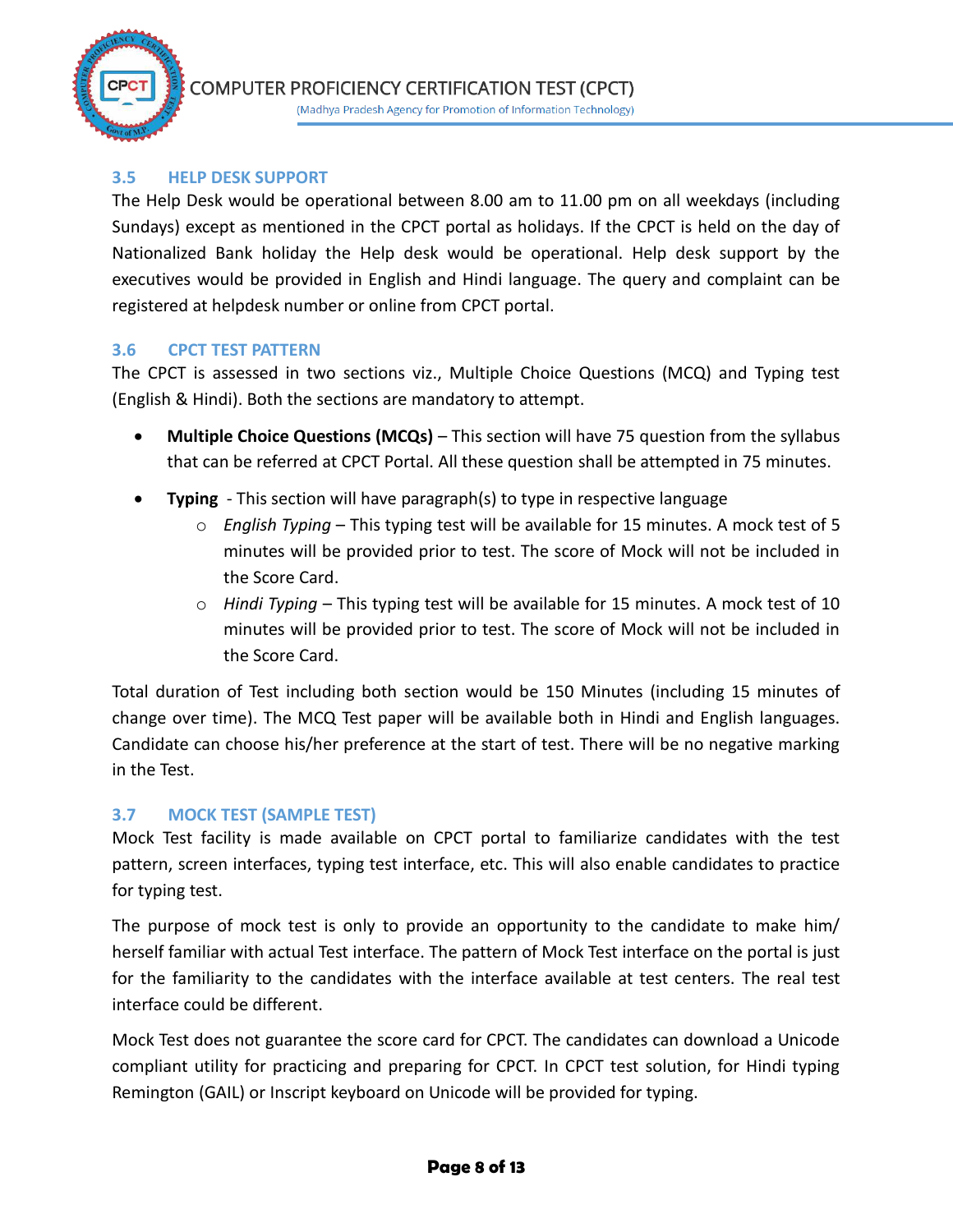### 3.5 HELP DESK SUPPORT

The Help Desk would be operational between 8.00 am to 11.00 pm on all weekdays (including Sundays) except as mentioned in the CPCT portal as holidays. If the CPCT is held on the day of Nationalized Bank holiday the Help desk would be operational. Help desk support by the executives would be provided in English and Hindi language. The query and complaint can be registered at helpdesk number or online from CPCT portal.

### 3.6 CPCT TEST PATTERN

The CPCT is assessed in two sections viz., Multiple Choice Questions (MCQ) and Typing test (English & Hindi). Both the sections are mandatory to attempt.

- **Multiple Choice Questions (MCQs)** – This section will have 75 question from the syllabus that can be referred at CPCT Portal. All these question shall be attempted in 75 minutes.
- **Typing** - This section will have paragraph(s) to type in respective language
  - *English Typing* – This typing test will be available for 15 minutes. A mock test of 5 minutes will be provided prior to test. The score of Mock will not be included in the Score Card.
  - *Hindi Typing* – This typing test will be available for 15 minutes. A mock test of 10 minutes will be provided prior to test. The score of Mock will not be included in the Score Card.

Total duration of Test including both section would be 150 Minutes (including 15 minutes of change over time). The MCQ Test paper will be available both in Hindi and English languages. Candidate can choose his/her preference at the start of test. There will be no negative marking in the Test.

### 3.7 MOCK TEST (SAMPLE TEST)

Mock Test facility is made available on CPCT portal to familiarize candidates with the test pattern, screen interfaces, typing test interface, etc. This will also enable candidates to practice for typing test.

The purpose of mock test is only to provide an opportunity to the candidate to make him/ herself familiar with actual Test interface. The pattern of Mock Test interface on the portal is just for the familiarity to the candidates with the interface available at test centers. The real test interface could be different.

Mock Test does not guarantee the score card for CPCT. The candidates can download a Unicode compliant utility for practicing and preparing for CPCT. In CPCT test solution, for Hindi typing Remington (GAIL) or Inscript keyboard on Unicode will be provided for typing.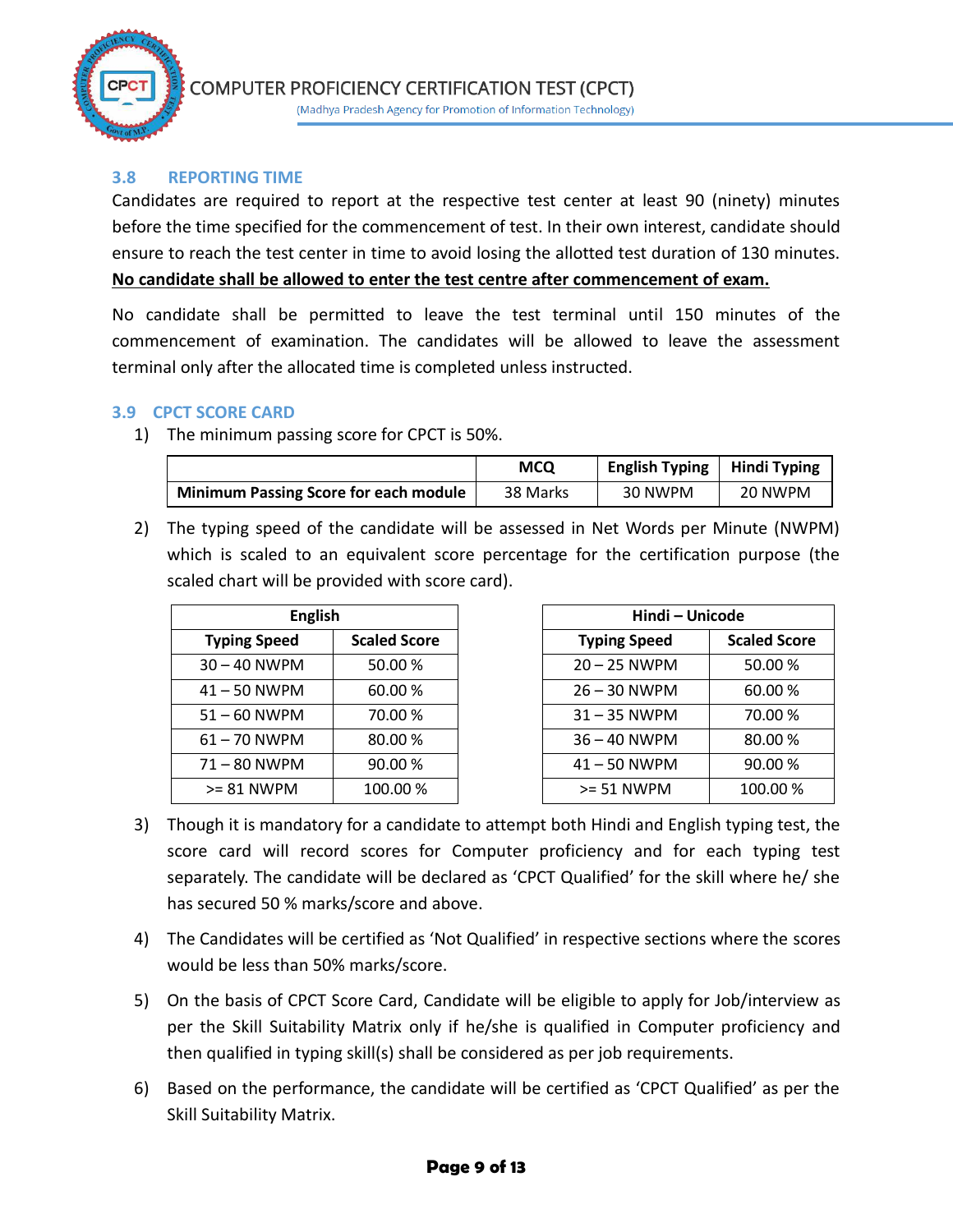### 3.8 REPORTING TIME

Candidates are required to report at the respective test center at least 90 (ninety) minutes before the time specified for the commencement of test. In their own interest, candidate should ensure to reach the test center in time to avoid losing the allotted test duration of 130 minutes. **No candidate shall be allowed to enter the test centre after commencement of exam.**

No candidate shall be permitted to leave the test terminal until 150 minutes of the commencement of examination. The candidates will be allowed to leave the assessment terminal only after the allocated time is completed unless instructed.

### 3.9 CPCT SCORE CARD

1) The minimum passing score for CPCT is 50%.

| | MCQ | English Typing | Hindi Typing |
|---|---|---|---|
| **Minimum Passing Score for each module** | 38 Marks | 30 NWPM | 20 NWPM |

2) The typing speed of the candidate will be assessed in Net Words per Minute (NWPM) which is scaled to an equivalent score percentage for the certification purpose (the scaled chart will be provided with score card).

| English | |
|---|---|
| **Typing Speed** | **Scaled Score** |
| 30 – 40 NWPM | 50.00 % |
| 41 – 50 NWPM | 60.00 % |
| 51 – 60 NWPM | 70.00 % |
| 61 – 70 NWPM | 80.00 % |
| 71 – 80 NWPM | 90.00 % |
| >= 81 NWPM | 100.00 % |

| Hindi – Unicode | |
|---|---|
| **Typing Speed** | **Scaled Score** |
| 20 – 25 NWPM | 50.00 % |
| 26 – 30 NWPM | 60.00 % |
| 31 – 35 NWPM | 70.00 % |
| 36 – 40 NWPM | 80.00 % |
| 41 – 50 NWPM | 90.00 % |
| >= 51 NWPM | 100.00 % |

3) Though it is mandatory for a candidate to attempt both Hindi and English typing test, the score card will record scores for Computer proficiency and for each typing test separately. The candidate will be declared as 'CPCT Qualified' for the skill where he/ she has secured 50 % marks/score and above.

4) The Candidates will be certified as 'Not Qualified' in respective sections where the scores would be less than 50% marks/score.

5) On the basis of CPCT Score Card, Candidate will be eligible to apply for Job/interview as per the Skill Suitability Matrix only if he/she is qualified in Computer proficiency and then qualified in typing skill(s) shall be considered as per job requirements.

6) Based on the performance, the candidate will be certified as 'CPCT Qualified' as per the Skill Suitability Matrix.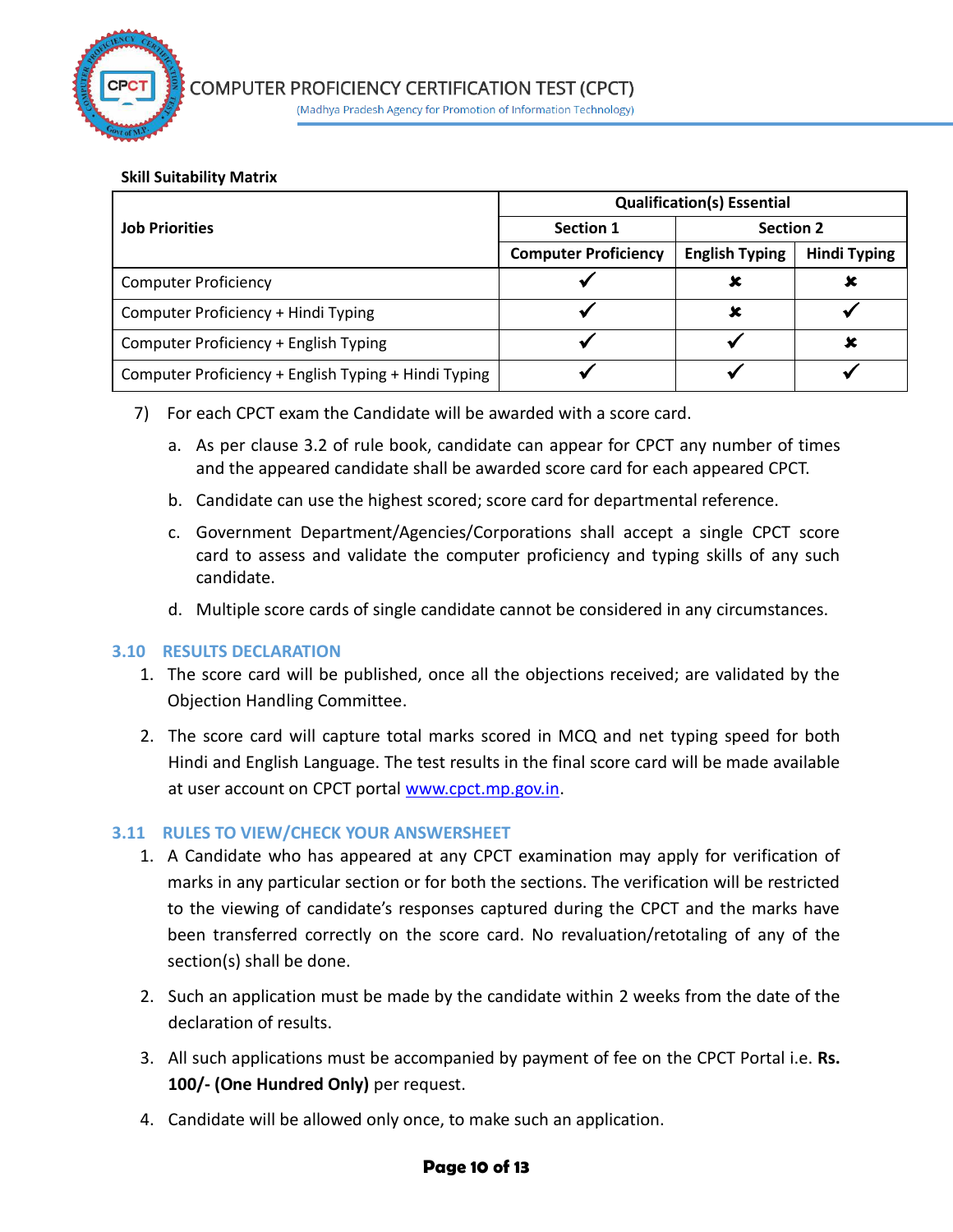**Skill Suitability Matrix**

| Job Priorities | Qualification(s) Essential | | |
|---|---|---|---|
| | Section 1 | Section 2 | |
| | Computer Proficiency | English Typing | Hindi Typing |
| Computer Proficiency | ✔ | ✘ | ✘ |
| Computer Proficiency + Hindi Typing | ✔ | ✘ | ✔ |
| Computer Proficiency + English Typing | ✔ | ✔ | ✘ |
| Computer Proficiency + English Typing + Hindi Typing | ✔ | ✔ | ✔ |

7) For each CPCT exam the Candidate will be awarded with a score card.

   a. As per clause 3.2 of rule book, candidate can appear for CPCT any number of times and the appeared candidate shall be awarded score card for each appeared CPCT.

   b. Candidate can use the highest scored; score card for departmental reference.

   c. Government Department/Agencies/Corporations shall accept a single CPCT score card to assess and validate the computer proficiency and typing skills of any such candidate.

   d. Multiple score cards of single candidate cannot be considered in any circumstances.

## 3.10 RESULTS DECLARATION

1. The score card will be published, once all the objections received; are validated by the Objection Handling Committee.

2. The score card will capture total marks scored in MCQ and net typing speed for both Hindi and English Language. The test results in the final score card will be made available at user account on CPCT portal www.cpct.mp.gov.in.

## 3.11 RULES TO VIEW/CHECK YOUR ANSWERSHEET

1. A Candidate who has appeared at any CPCT examination may apply for verification of marks in any particular section or for both the sections. The verification will be restricted to the viewing of candidate's responses captured during the CPCT and the marks have been transferred correctly on the score card. No revaluation/retotaling of any of the section(s) shall be done.

2. Such an application must be made by the candidate within 2 weeks from the date of the declaration of results.

3. All such applications must be accompanied by payment of fee on the CPCT Portal i.e. **Rs. 100/- (One Hundred Only)** per request.

4. Candidate will be allowed only once, to make such an application.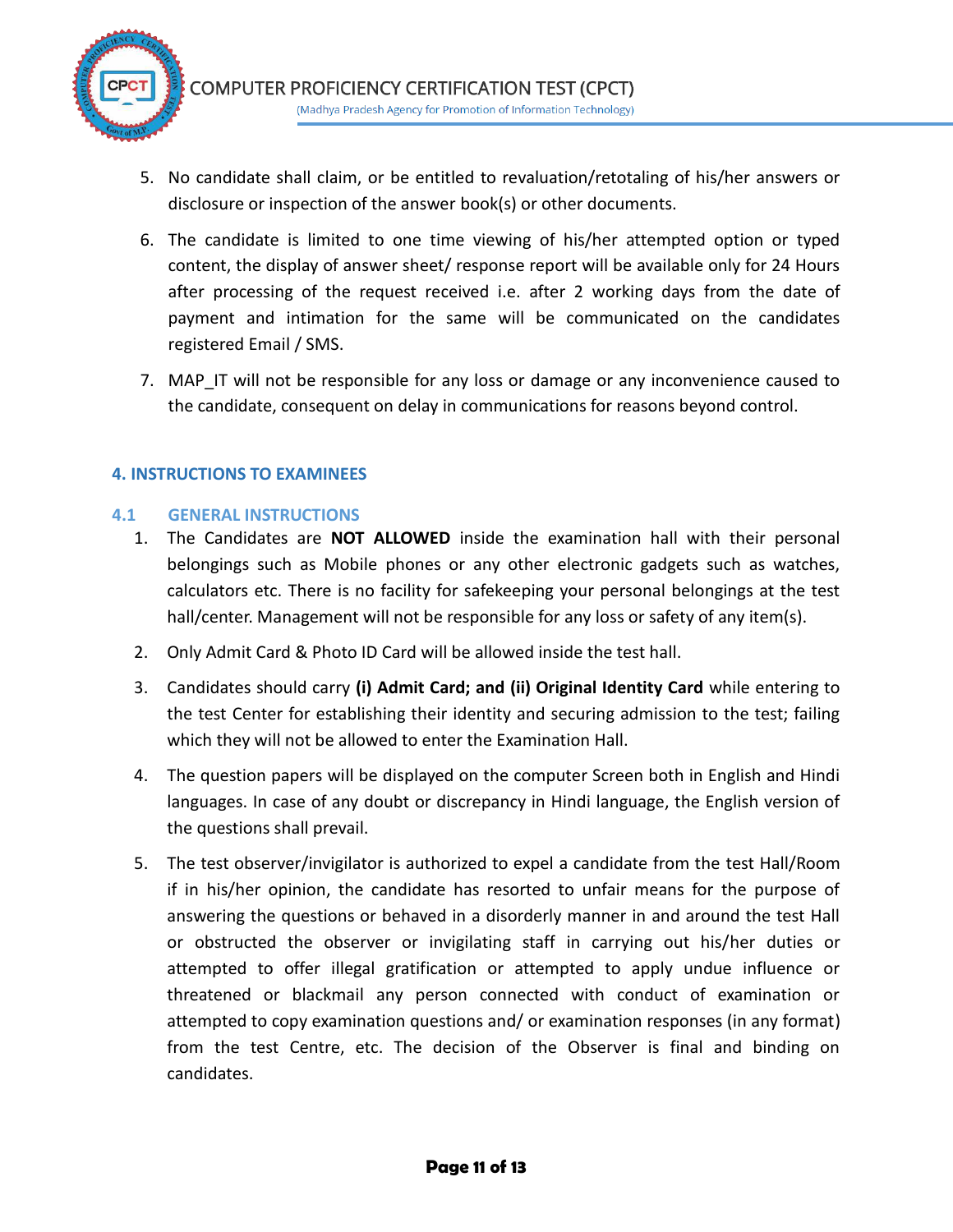5. No candidate shall claim, or be entitled to revaluation/retotaling of his/her answers or disclosure or inspection of the answer book(s) or other documents.
6. The candidate is limited to one time viewing of his/her attempted option or typed content, the display of answer sheet/ response report will be available only for 24 Hours after processing of the request received i.e. after 2 working days from the date of payment and intimation for the same will be communicated on the candidates registered Email / SMS.
7. MAP_IT will not be responsible for any loss or damage or any inconvenience caused to the candidate, consequent on delay in communications for reasons beyond control.

## 4. INSTRUCTIONS TO EXAMINEES

### 4.1 GENERAL INSTRUCTIONS

1. The Candidates are **NOT ALLOWED** inside the examination hall with their personal belongings such as Mobile phones or any other electronic gadgets such as watches, calculators etc. There is no facility for safekeeping your personal belongings at the test hall/center. Management will not be responsible for any loss or safety of any item(s).
2. Only Admit Card & Photo ID Card will be allowed inside the test hall.
3. Candidates should carry **(i) Admit Card; and (ii) Original Identity Card** while entering to the test Center for establishing their identity and securing admission to the test; failing which they will not be allowed to enter the Examination Hall.
4. The question papers will be displayed on the computer Screen both in English and Hindi languages. In case of any doubt or discrepancy in Hindi language, the English version of the questions shall prevail.
5. The test observer/invigilator is authorized to expel a candidate from the test Hall/Room if in his/her opinion, the candidate has resorted to unfair means for the purpose of answering the questions or behaved in a disorderly manner in and around the test Hall or obstructed the observer or invigilating staff in carrying out his/her duties or attempted to offer illegal gratification or attempted to apply undue influence or threatened or blackmail any person connected with conduct of examination or attempted to copy examination questions and/ or examination responses (in any format) from the test Centre, etc. The decision of the Observer is final and binding on candidates.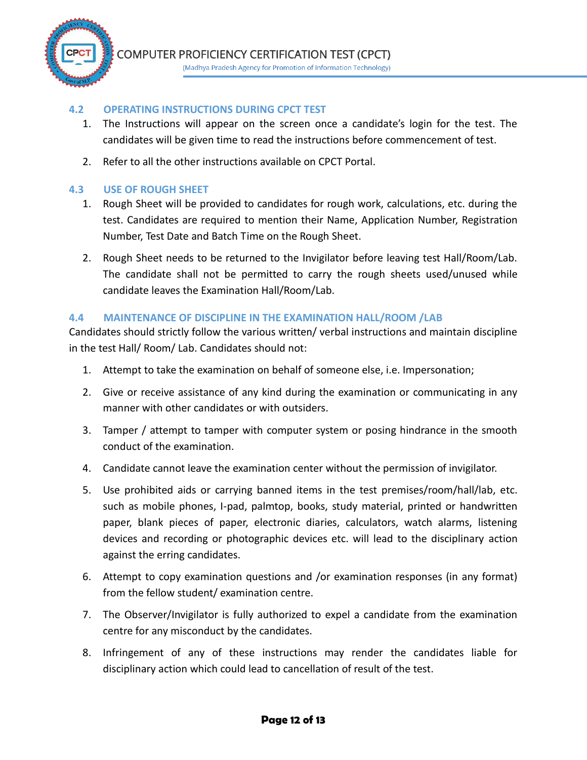### 4.2 OPERATING INSTRUCTIONS DURING CPCT TEST

1. The Instructions will appear on the screen once a candidate's login for the test. The candidates will be given time to read the instructions before commencement of test.
2. Refer to all the other instructions available on CPCT Portal.

### 4.3 USE OF ROUGH SHEET

1. Rough Sheet will be provided to candidates for rough work, calculations, etc. during the test. Candidates are required to mention their Name, Application Number, Registration Number, Test Date and Batch Time on the Rough Sheet.
2. Rough Sheet needs to be returned to the Invigilator before leaving test Hall/Room/Lab. The candidate shall not be permitted to carry the rough sheets used/unused while candidate leaves the Examination Hall/Room/Lab.

### 4.4 MAINTENANCE OF DISCIPLINE IN THE EXAMINATION HALL/ROOM /LAB

Candidates should strictly follow the various written/ verbal instructions and maintain discipline in the test Hall/ Room/ Lab. Candidates should not:

1. Attempt to take the examination on behalf of someone else, i.e. Impersonation;
2. Give or receive assistance of any kind during the examination or communicating in any manner with other candidates or with outsiders.
3. Tamper / attempt to tamper with computer system or posing hindrance in the smooth conduct of the examination.
4. Candidate cannot leave the examination center without the permission of invigilator.
5. Use prohibited aids or carrying banned items in the test premises/room/hall/lab, etc. such as mobile phones, I-pad, palmtop, books, study material, printed or handwritten paper, blank pieces of paper, electronic diaries, calculators, watch alarms, listening devices and recording or photographic devices etc. will lead to the disciplinary action against the erring candidates.
6. Attempt to copy examination questions and /or examination responses (in any format) from the fellow student/ examination centre.
7. The Observer/Invigilator is fully authorized to expel a candidate from the examination centre for any misconduct by the candidates.
8. Infringement of any of these instructions may render the candidates liable for disciplinary action which could lead to cancellation of result of the test.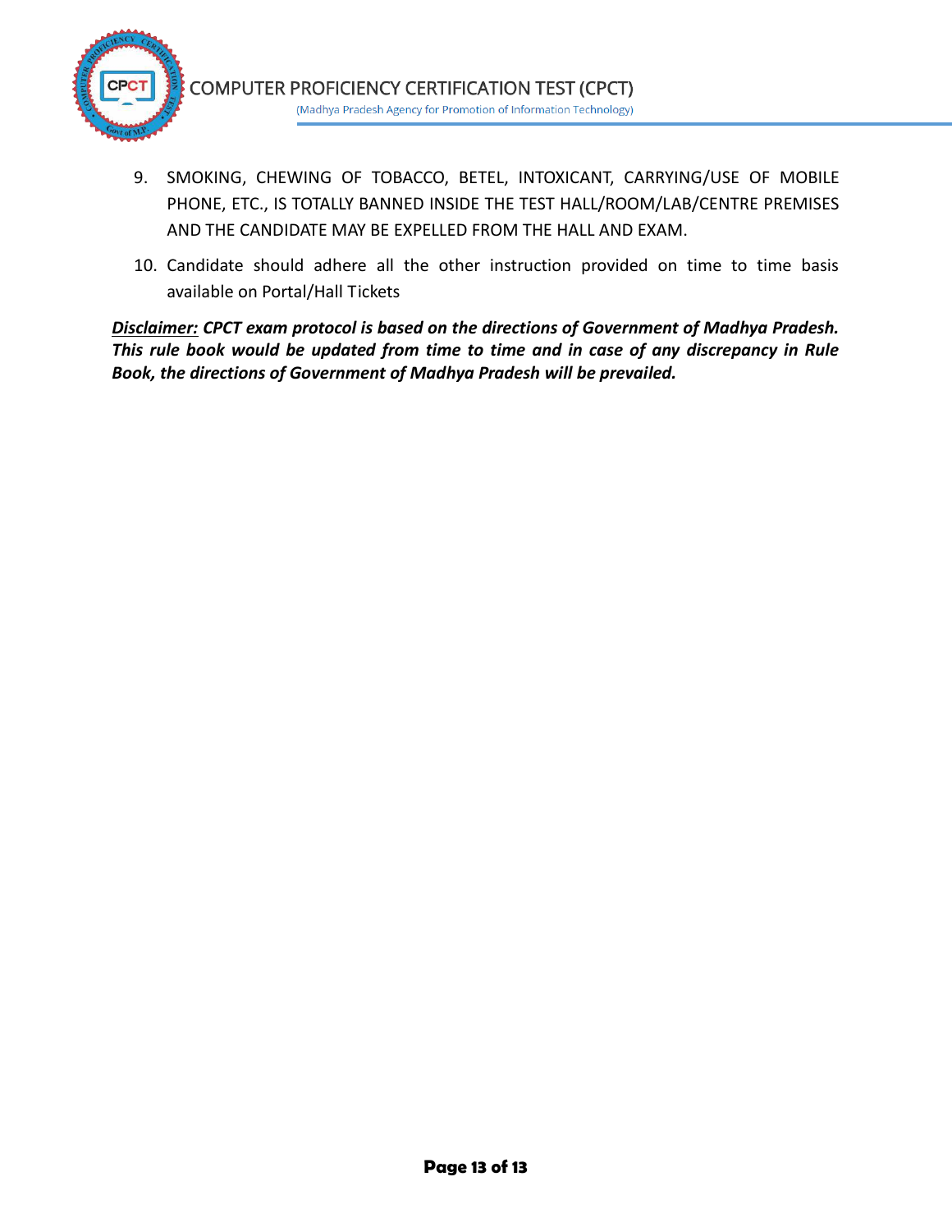9. SMOKING, CHEWING OF TOBACCO, BETEL, INTOXICANT, CARRYING/USE OF MOBILE PHONE, ETC., IS TOTALLY BANNED INSIDE THE TEST HALL/ROOM/LAB/CENTRE PREMISES AND THE CANDIDATE MAY BE EXPELLED FROM THE HALL AND EXAM.

10. Candidate should adhere all the other instruction provided on time to time basis available on Portal/Hall Tickets

***<u>Disclaimer:</u> CPCT exam protocol is based on the directions of Government of Madhya Pradesh. This rule book would be updated from time to time and in case of any discrepancy in Rule Book, the directions of Government of Madhya Pradesh will be prevailed.***